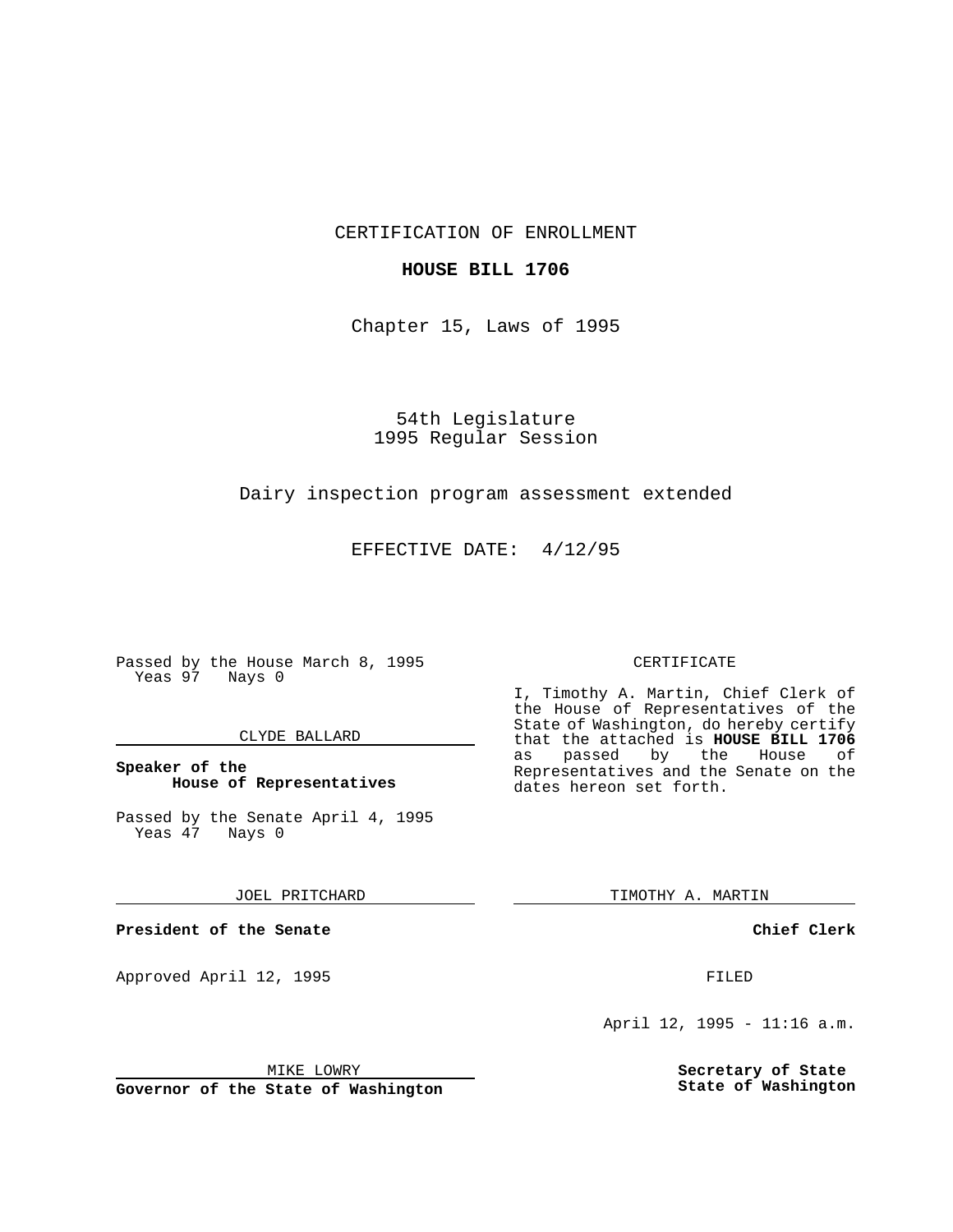CERTIFICATION OF ENROLLMENT

**HOUSE BILL 1706**

Chapter 15, Laws of 1995

54th Legislature
1995 Regular Session

Dairy inspection program assessment extended

EFFECTIVE DATE: 4/12/95

Passed by the House March 8, 1995
Yeas 97 Nays 0

CLYDE BALLARD

**Speaker of the House of Representatives**

Passed by the Senate April 4, 1995
Yeas 47 Nays 0

JOEL PRITCHARD

**President of the Senate**

Approved April 12, 1995

MIKE LOWRY

**Governor of the State of Washington**

CERTIFICATE

I, Timothy A. Martin, Chief Clerk of the House of Representatives of the State of Washington, do hereby certify that the attached is **HOUSE BILL 1706** as passed by the House of Representatives and the Senate on the dates hereon set forth.

TIMOTHY A. MARTIN

**Chief Clerk**

FILED

April 12, 1995 - 11:16 a.m.

**Secretary of State State of Washington**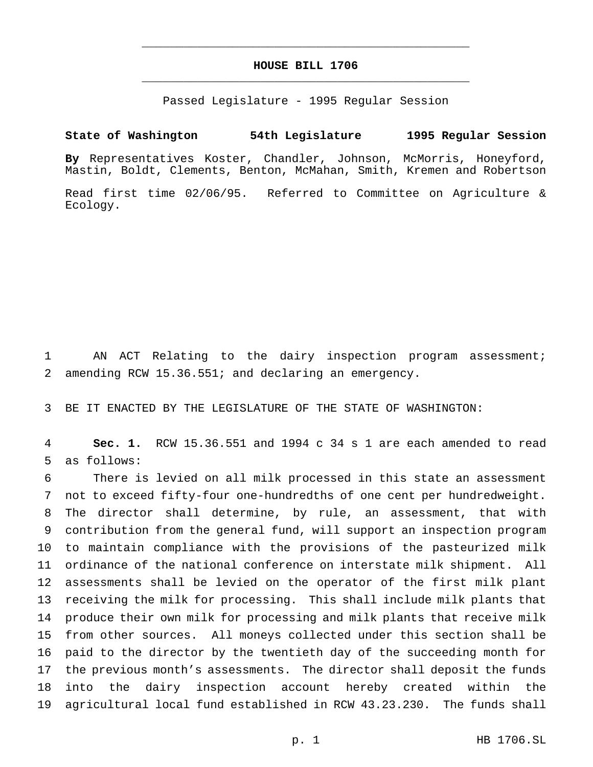**HOUSE BILL 1706**

Passed Legislature - 1995 Regular Session

**State of Washington 54th Legislature 1995 Regular Session**

**By** Representatives Koster, Chandler, Johnson, McMorris, Honeyford, Mastin, Boldt, Clements, Benton, McMahan, Smith, Kremen and Robertson

Read first time 02/06/95. Referred to Committee on Agriculture & Ecology.

1 AN ACT Relating to the dairy inspection program assessment;
2 amending RCW 15.36.551; and declaring an emergency.

3 BE IT ENACTED BY THE LEGISLATURE OF THE STATE OF WASHINGTON:

4 **Sec. 1.** RCW 15.36.551 and 1994 c 34 s 1 are each amended to read
5 as follows:

6 There is levied on all milk processed in this state an assessment
7 not to exceed fifty-four one-hundredths of one cent per hundredweight.
8 The director shall determine, by rule, an assessment, that with
9 contribution from the general fund, will support an inspection program
10 to maintain compliance with the provisions of the pasteurized milk
11 ordinance of the national conference on interstate milk shipment. All
12 assessments shall be levied on the operator of the first milk plant
13 receiving the milk for processing. This shall include milk plants that
14 produce their own milk for processing and milk plants that receive milk
15 from other sources. All moneys collected under this section shall be
16 paid to the director by the twentieth day of the succeeding month for
17 the previous month's assessments. The director shall deposit the funds
18 into the dairy inspection account hereby created within the
19 agricultural local fund established in RCW 43.23.230. The funds shall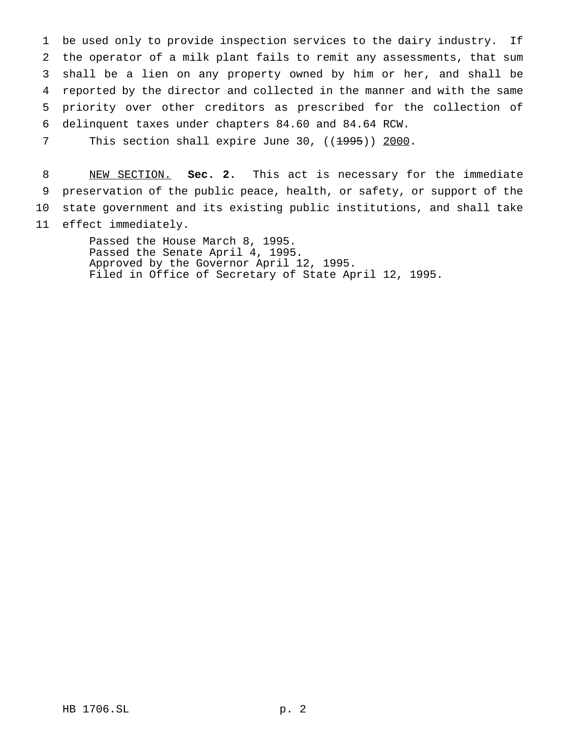be used only to provide inspection services to the dairy industry. If the operator of a milk plant fails to remit any assessments, that sum shall be a lien on any property owned by him or her, and shall be reported by the director and collected in the manner and with the same priority over other creditors as prescribed for the collection of delinquent taxes under chapters 84.60 and 84.64 RCW.

This section shall expire June 30, ((~~1995~~)) <u>2000</u>.

<u>NEW SECTION.</u> **Sec. 2.** This act is necessary for the immediate preservation of the public peace, health, or safety, or support of the state government and its existing public institutions, and shall take effect immediately.

Passed the House March 8, 1995.
Passed the Senate April 4, 1995.
Approved by the Governor April 12, 1995.
Filed in Office of Secretary of State April 12, 1995.